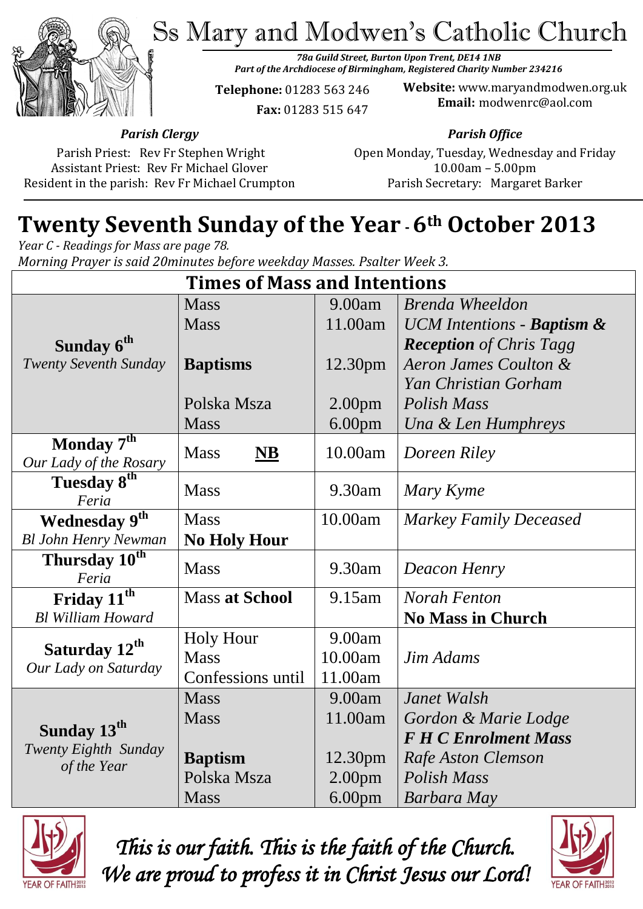# Ss Mary and Modwen's Catholic Church

***78a Guild Street, Burton Upon Trent, DE14 1NB***
***Part of the Archdiocese of Birmingham, Registered Charity Number 234216***

**Telephone:** 01283 563 246
**Fax:** 01283 515 647

**Website:** www.maryandmodwen.org.uk
**Email:** modwenrc@aol.com

***Parish Clergy***

Parish Priest: Rev Fr Stephen Wright
Assistant Priest: Rev Fr Michael Glover
Resident in the parish: Rev Fr Michael Crumpton

***Parish Office***

Open Monday, Tuesday, Wednesday and Friday
10.00am – 5.00pm
Parish Secretary: Margaret Barker

## Twenty Seventh Sunday of the Year - 6th October 2013

*Year C - Readings for Mass are page 78.*
*Morning Prayer is said 20minutes before weekday Masses. Psalter Week 3.*

| Times of Mass and Intentions | | | |
|---|---|---|---|
| **Sunday 6th** *Twenty Seventh Sunday* | Mass | 9.00am | *Brenda Wheeldon* |
| | Mass | 11.00am | *UCM Intentions - **Baptism & Reception** of Chris Tagg* |
| | **Baptisms** | 12.30pm | *Aeron James Coulton & Yan Christian Gorham* |
| | Polska Msza | 2.00pm | *Polish Mass* |
| | Mass | 6.00pm | *Una & Len Humphreys* |
| **Monday 7th** *Our Lady of the Rosary* | Mass **NB** | 10.00am | *Doreen Riley* |
| **Tuesday 8th** *Feria* | Mass | 9.30am | *Mary Kyme* |
| **Wednesday 9th** *Bl John Henry Newman* | Mass **No Holy Hour** | 10.00am | *Markey Family Deceased* |
| **Thursday 10th** *Feria* | Mass | 9.30am | *Deacon Henry* |
| **Friday 11th** *Bl William Howard* | Mass **at School** | 9.15am | *Norah Fenton* **No Mass in Church** |
| **Saturday 12th** *Our Lady on Saturday* | Holy Hour | 9.00am | |
| | Mass | 10.00am | *Jim Adams* |
| | Confessions until | 11.00am | |
| **Sunday 13th** *Twenty Eighth Sunday of the Year* | Mass | 9.00am | *Janet Walsh* |
| | Mass | 11.00am | *Gordon & Marie Lodge* ***F H C Enrolment Mass*** |
| | **Baptism** | 12.30pm | *Rafe Aston Clemson* |
| | Polska Msza | 2.00pm | *Polish Mass* |
| | Mass | 6.00pm | *Barbara May* |

*This is our faith. This is the faith of the Church.*
*We are proud to profess it in Christ Jesus our Lord!*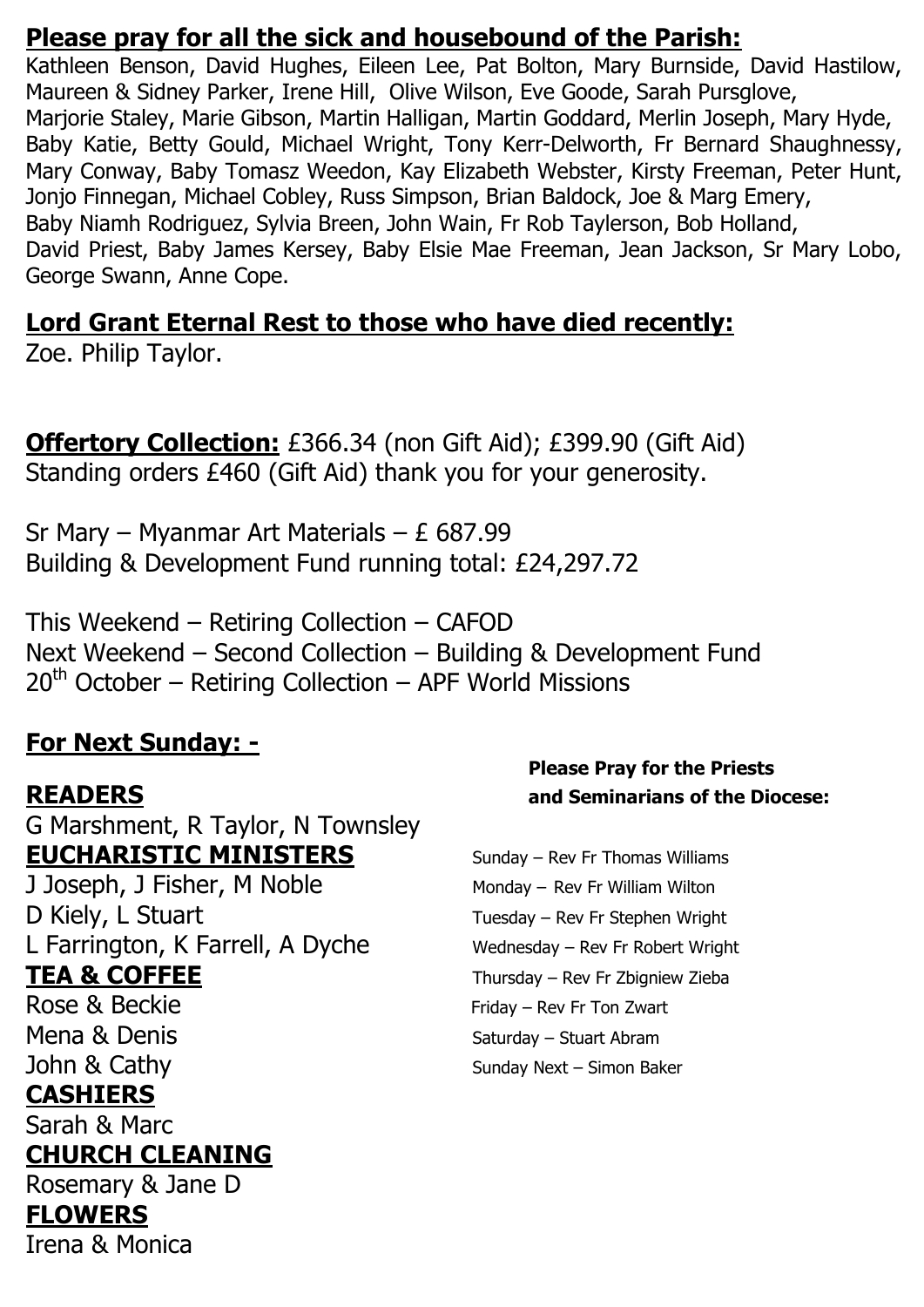**Please pray for all the sick and housebound of the Parish:**

Kathleen Benson, David Hughes, Eileen Lee, Pat Bolton, Mary Burnside, David Hastilow, Maureen & Sidney Parker, Irene Hill, Olive Wilson, Eve Goode, Sarah Pursglove, Marjorie Staley, Marie Gibson, Martin Halligan, Martin Goddard, Merlin Joseph, Mary Hyde, Baby Katie, Betty Gould, Michael Wright, Tony Kerr-Delworth, Fr Bernard Shaughnessy, Mary Conway, Baby Tomasz Weedon, Kay Elizabeth Webster, Kirsty Freeman, Peter Hunt, Jonjo Finnegan, Michael Cobley, Russ Simpson, Brian Baldock, Joe & Marg Emery, Baby Niamh Rodriguez, Sylvia Breen, John Wain, Fr Rob Taylerson, Bob Holland, David Priest, Baby James Kersey, Baby Elsie Mae Freeman, Jean Jackson, Sr Mary Lobo, George Swann, Anne Cope.

**Lord Grant Eternal Rest to those who have died recently:**

Zoe. Philip Taylor.

**Offertory Collection:** £366.34 (non Gift Aid); £399.90 (Gift Aid)
Standing orders £460 (Gift Aid) thank you for your generosity.

Sr Mary – Myanmar Art Materials – £ 687.99
Building & Development Fund running total: £24,297.72

This Weekend – Retiring Collection – CAFOD
Next Weekend – Second Collection – Building & Development Fund
20th October – Retiring Collection – APF World Missions

**For Next Sunday: -**

**READERS**
G Marshment, R Taylor, N Townsley

**EUCHARISTIC MINISTERS**
J Joseph, J Fisher, M Noble
D Kiely, L Stuart
L Farrington, K Farrell, A Dyche

**TEA & COFFEE**
Rose & Beckie
Mena & Denis
John & Cathy

**CASHIERS**
Sarah & Marc

**CHURCH CLEANING**
Rosemary & Jane D

**FLOWERS**
Irena & Monica

**Please Pray for the Priests and Seminarians of the Diocese:**

Sunday – Rev Fr Thomas Williams
Monday – Rev Fr William Wilton
Tuesday – Rev Fr Stephen Wright
Wednesday – Rev Fr Robert Wright
Thursday – Rev Fr Zbigniew Zieba
Friday – Rev Fr Ton Zwart
Saturday – Stuart Abram
Sunday Next – Simon Baker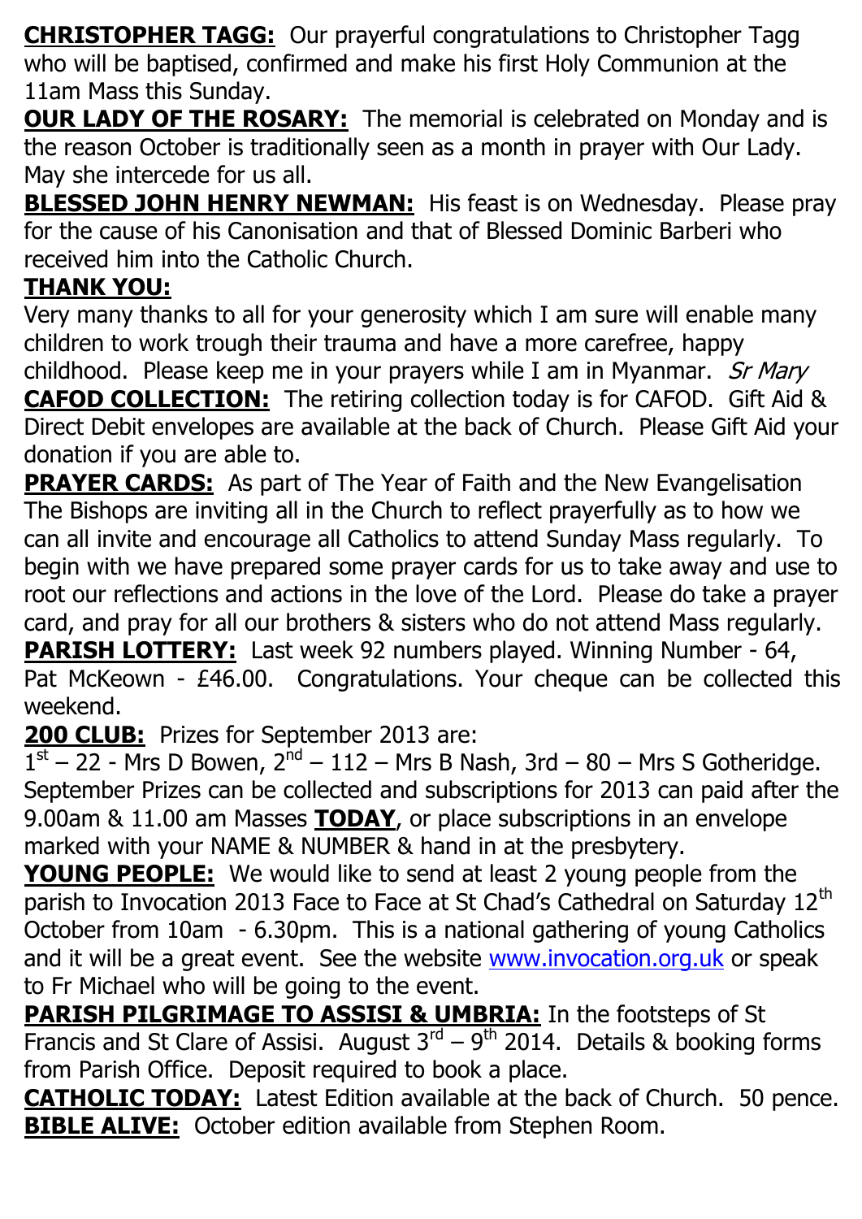**CHRISTOPHER TAGG:** Our prayerful congratulations to Christopher Tagg who will be baptised, confirmed and make his first Holy Communion at the 11am Mass this Sunday.

**OUR LADY OF THE ROSARY:** The memorial is celebrated on Monday and is the reason October is traditionally seen as a month in prayer with Our Lady. May she intercede for us all.

**BLESSED JOHN HENRY NEWMAN:** His feast is on Wednesday. Please pray for the cause of his Canonisation and that of Blessed Dominic Barberi who received him into the Catholic Church.

**THANK YOU:**
Very many thanks to all for your generosity which I am sure will enable many children to work trough their trauma and have a more carefree, happy childhood. Please keep me in your prayers while I am in Myanmar. *Sr Mary*

**CAFOD COLLECTION:** The retiring collection today is for CAFOD. Gift Aid & Direct Debit envelopes are available at the back of Church. Please Gift Aid your donation if you are able to.

**PRAYER CARDS:** As part of The Year of Faith and the New Evangelisation The Bishops are inviting all in the Church to reflect prayerfully as to how we can all invite and encourage all Catholics to attend Sunday Mass regularly. To begin with we have prepared some prayer cards for us to take away and use to root our reflections and actions in the love of the Lord. Please do take a prayer card, and pray for all our brothers & sisters who do not attend Mass regularly.

**PARISH LOTTERY:** Last week 92 numbers played. Winning Number - 64, Pat McKeown - £46.00. Congratulations. Your cheque can be collected this weekend.

**200 CLUB:** Prizes for September 2013 are:
1st – 22 - Mrs D Bowen, 2nd – 112 – Mrs B Nash, 3rd – 80 – Mrs S Gotheridge. September Prizes can be collected and subscriptions for 2013 can paid after the 9.00am & 11.00 am Masses **TODAY**, or place subscriptions in an envelope marked with your NAME & NUMBER & hand in at the presbytery.

**YOUNG PEOPLE:** We would like to send at least 2 young people from the parish to Invocation 2013 Face to Face at St Chad's Cathedral on Saturday 12th October from 10am - 6.30pm. This is a national gathering of young Catholics and it will be a great event. See the website www.invocation.org.uk or speak to Fr Michael who will be going to the event.

**PARISH PILGRIMAGE TO ASSISI & UMBRIA:** In the footsteps of St Francis and St Clare of Assisi. August 3rd – 9th 2014. Details & booking forms from Parish Office. Deposit required to book a place.

**CATHOLIC TODAY:** Latest Edition available at the back of Church. 50 pence.

**BIBLE ALIVE:** October edition available from Stephen Room.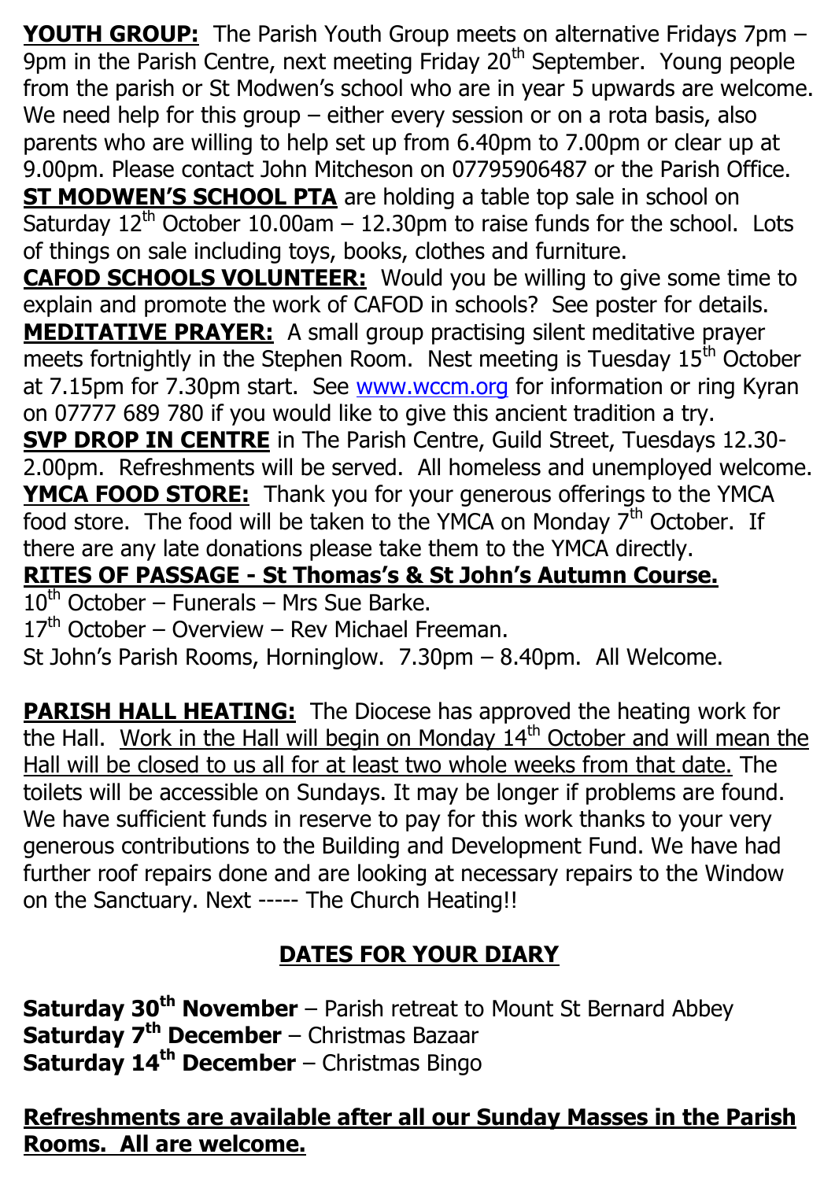**YOUTH GROUP:** The Parish Youth Group meets on alternative Fridays 7pm – 9pm in the Parish Centre, next meeting Friday 20th September. Young people from the parish or St Modwen's school who are in year 5 upwards are welcome. We need help for this group – either every session or on a rota basis, also parents who are willing to help set up from 6.40pm to 7.00pm or clear up at 9.00pm. Please contact John Mitcheson on 07795906487 or the Parish Office.

**ST MODWEN'S SCHOOL PTA** are holding a table top sale in school on Saturday 12th October 10.00am – 12.30pm to raise funds for the school. Lots of things on sale including toys, books, clothes and furniture.

**CAFOD SCHOOLS VOLUNTEER:** Would you be willing to give some time to explain and promote the work of CAFOD in schools? See poster for details.

**MEDITATIVE PRAYER:** A small group practising silent meditative prayer meets fortnightly in the Stephen Room. Nest meeting is Tuesday 15th October at 7.15pm for 7.30pm start. See www.wccm.org for information or ring Kyran on 07777 689 780 if you would like to give this ancient tradition a try.

**SVP DROP IN CENTRE** in The Parish Centre, Guild Street, Tuesdays 12.30-2.00pm. Refreshments will be served. All homeless and unemployed welcome.

**YMCA FOOD STORE:** Thank you for your generous offerings to the YMCA food store. The food will be taken to the YMCA on Monday 7th October. If there are any late donations please take them to the YMCA directly.

**RITES OF PASSAGE - St Thomas's & St John's Autumn Course.**

10th October – Funerals – Mrs Sue Barke.
17th October – Overview – Rev Michael Freeman.
St John's Parish Rooms, Horninglow. 7.30pm – 8.40pm. All Welcome.

**PARISH HALL HEATING:** The Diocese has approved the heating work for the Hall. Work in the Hall will begin on Monday 14th October and will mean the Hall will be closed to us all for at least two whole weeks from that date. The toilets will be accessible on Sundays. It may be longer if problems are found. We have sufficient funds in reserve to pay for this work thanks to your very generous contributions to the Building and Development Fund. We have had further roof repairs done and are looking at necessary repairs to the Window on the Sanctuary. Next ----- The Church Heating!!

## DATES FOR YOUR DIARY

**Saturday 30th November** – Parish retreat to Mount St Bernard Abbey
**Saturday 7th December** – Christmas Bazaar
**Saturday 14th December** – Christmas Bingo

**Refreshments are available after all our Sunday Masses in the Parish Rooms. All are welcome.**